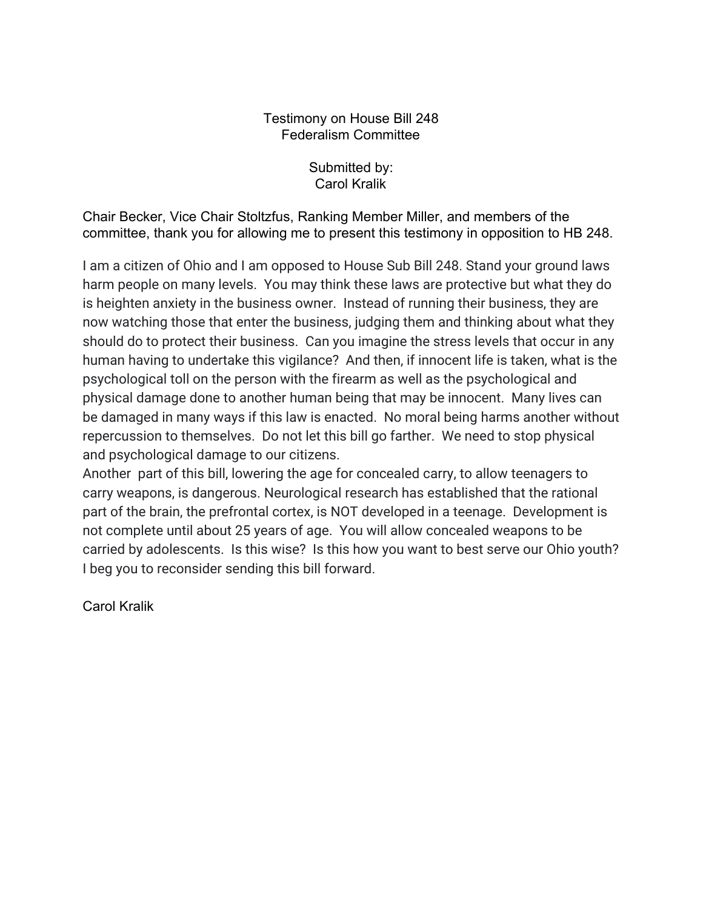Testimony on House Bill 248
Federalism Committee

Submitted by:
Carol Kralik

Chair Becker, Vice Chair Stoltzfus, Ranking Member Miller, and members of the committee, thank you for allowing me to present this testimony in opposition to HB 248.

I am a citizen of Ohio and I am opposed to House Sub Bill 248. Stand your ground laws harm people on many levels. You may think these laws are protective but what they do is heighten anxiety in the business owner. Instead of running their business, they are now watching those that enter the business, judging them and thinking about what they should do to protect their business. Can you imagine the stress levels that occur in any human having to undertake this vigilance? And then, if innocent life is taken, what is the psychological toll on the person with the firearm as well as the psychological and physical damage done to another human being that may be innocent. Many lives can be damaged in many ways if this law is enacted. No moral being harms another without repercussion to themselves. Do not let this bill go farther. We need to stop physical and psychological damage to our citizens.

Another part of this bill, lowering the age for concealed carry, to allow teenagers to carry weapons, is dangerous. Neurological research has established that the rational part of the brain, the prefrontal cortex, is NOT developed in a teenage. Development is not complete until about 25 years of age. You will allow concealed weapons to be carried by adolescents. Is this wise? Is this how you want to best serve our Ohio youth? I beg you to reconsider sending this bill forward.

Carol Kralik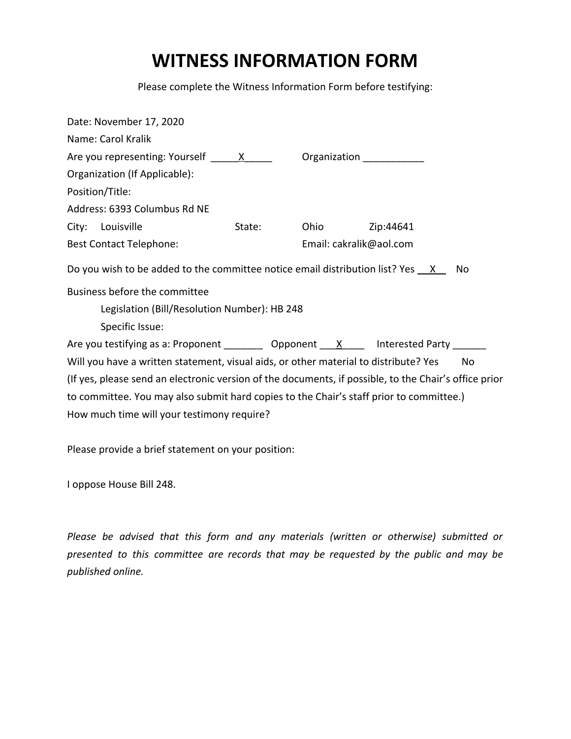# WITNESS INFORMATION FORM

Please complete the Witness Information Form before testifying:

Date: November 17, 2020

Name: Carol Kralik

Are you representing: Yourself \_\_\_\_\_X\_\_\_\_\_ Organization \_\_\_\_\_\_\_\_\_\_\_

Organization (If Applicable):

Position/Title:

Address: 6393 Columbus Rd NE

City: Louisville State: Ohio Zip:44641

Best Contact Telephone: Email: cakralik@aol.com

Do you wish to be added to the committee notice email distribution list? Yes \_\_X\_\_ No

Business before the committee

Legislation (Bill/Resolution Number): HB 248

Specific Issue:

Are you testifying as a: Proponent \_\_\_\_\_\_\_ Opponent \_\_\_X\_\_\_\_ Interested Party \_\_\_\_\_\_

Will you have a written statement, visual aids, or other material to distribute? Yes No

(If yes, please send an electronic version of the documents, if possible, to the Chair's office prior to committee. You may also submit hard copies to the Chair's staff prior to committee.)

How much time will your testimony require?

Please provide a brief statement on your position:

I oppose House Bill 248.

*Please be advised that this form and any materials (written or otherwise) submitted or presented to this committee are records that may be requested by the public and may be published online.*